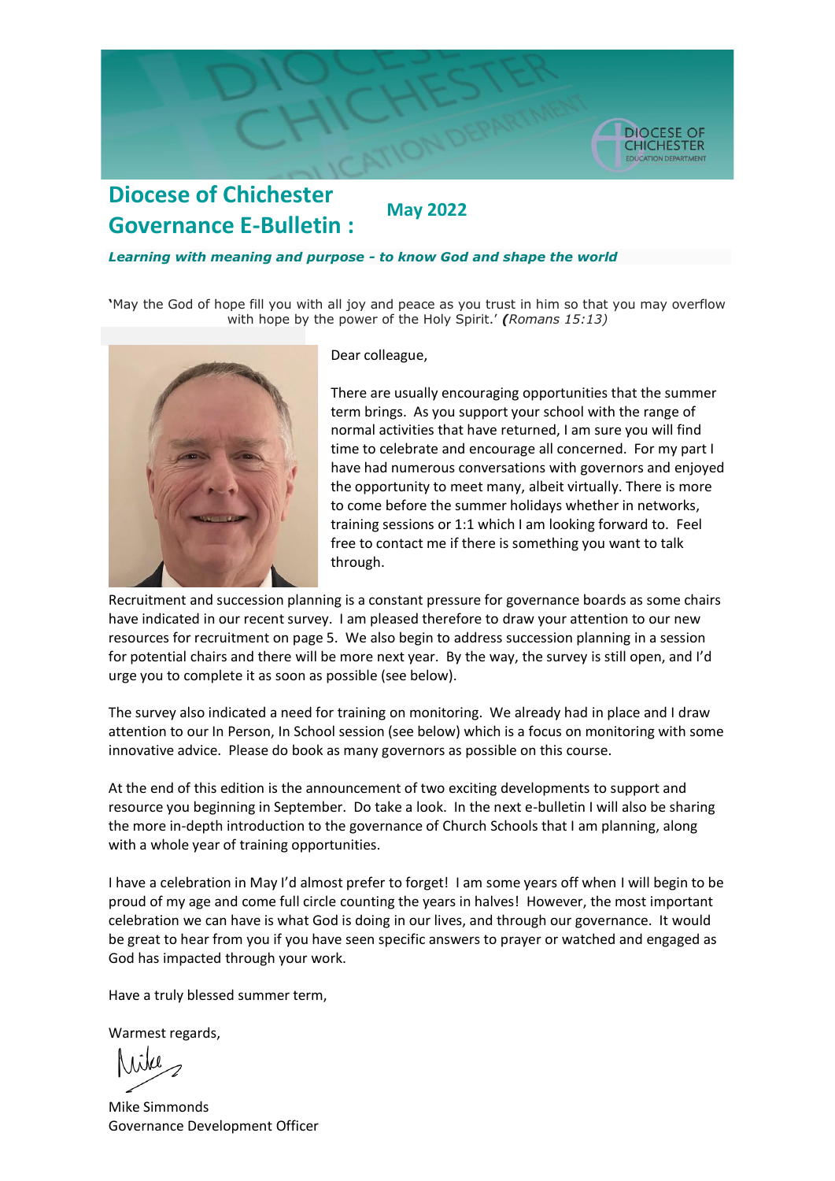# Diocese of Chichester Governance E-Bulletin :

## May 2022

***Learning with meaning and purpose - to know God and shape the world***

'May the God of hope fill you with all joy and peace as you trust in him so that you may overflow with hope by the power of the Holy Spirit.' ***(****Romans 15:13)*

Dear colleague,

There are usually encouraging opportunities that the summer term brings. As you support your school with the range of normal activities that have returned, I am sure you will find time to celebrate and encourage all concerned. For my part I have had numerous conversations with governors and enjoyed the opportunity to meet many, albeit virtually. There is more to come before the summer holidays whether in networks, training sessions or 1:1 which I am looking forward to. Feel free to contact me if there is something you want to talk through.

Recruitment and succession planning is a constant pressure for governance boards as some chairs have indicated in our recent survey. I am pleased therefore to draw your attention to our new resources for recruitment on page 5. We also begin to address succession planning in a session for potential chairs and there will be more next year. By the way, the survey is still open, and I'd urge you to complete it as soon as possible (see below).

The survey also indicated a need for training on monitoring. We already had in place and I draw attention to our In Person, In School session (see below) which is a focus on monitoring with some innovative advice. Please do book as many governors as possible on this course.

At the end of this edition is the announcement of two exciting developments to support and resource you beginning in September. Do take a look. In the next e-bulletin I will also be sharing the more in-depth introduction to the governance of Church Schools that I am planning, along with a whole year of training opportunities.

I have a celebration in May I'd almost prefer to forget! I am some years off when I will begin to be proud of my age and come full circle counting the years in halves! However, the most important celebration we can have is what God is doing in our lives, and through our governance. It would be great to hear from you if you have seen specific answers to prayer or watched and engaged as God has impacted through your work.

Have a truly blessed summer term,

Warmest regards,

Mike

Mike Simmonds
Governance Development Officer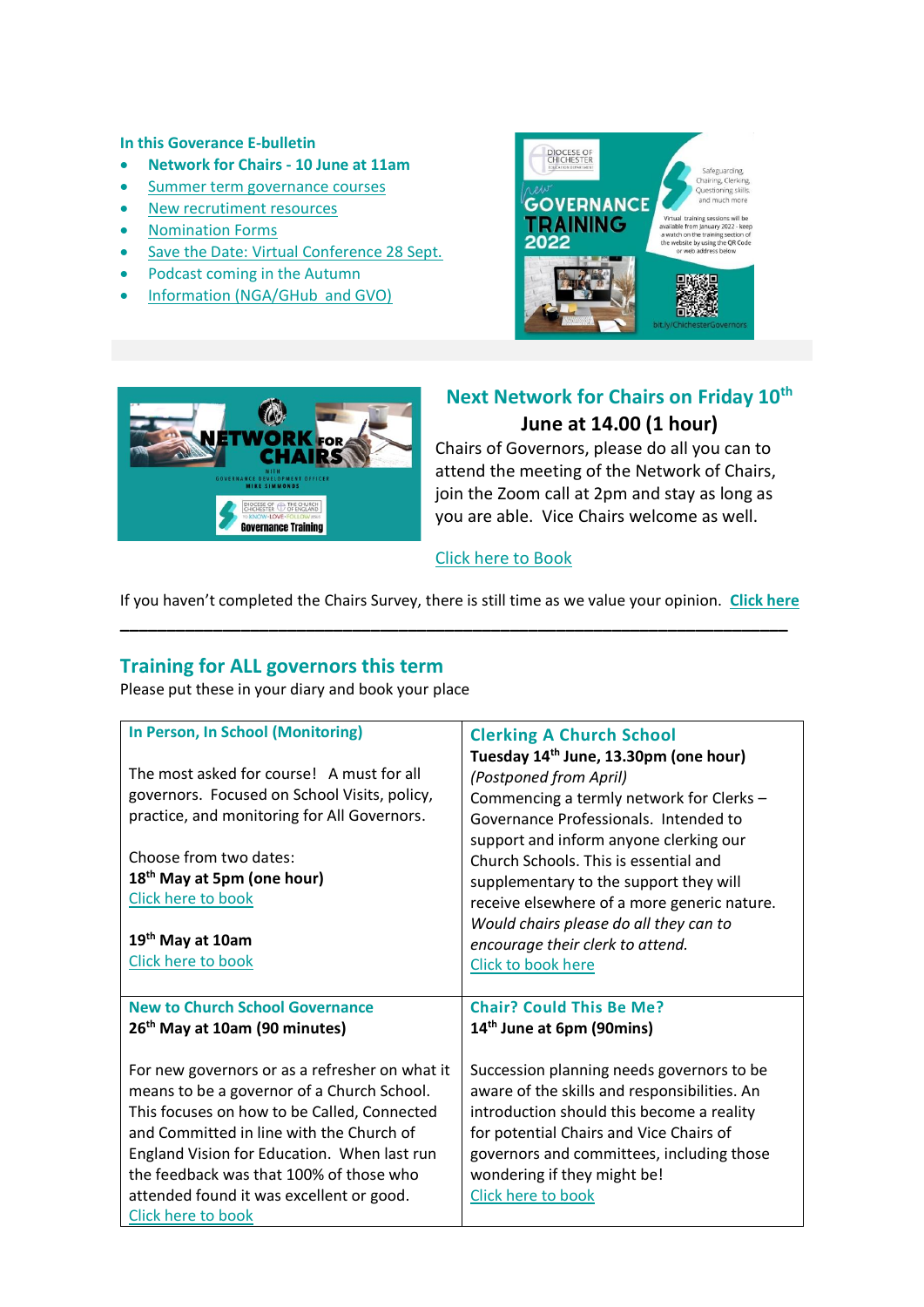**In this Goverance E-bulletin**

- **Network for Chairs - 10 June at 11am**
- Summer term governance courses
- New recrutiment resources
- Nomination Forms
- Save the Date: Virtual Conference 28 Sept.
- Podcast coming in the Autumn
- Information (NGA/GHub and GVO)

## Next Network for Chairs on Friday 10th June at 14.00 (1 hour)

Chairs of Governors, please do all you can to attend the meeting of the Network of Chairs, join the Zoom call at 2pm and stay as long as you are able. Vice Chairs welcome as well.

Click here to Book

If you haven't completed the Chairs Survey, there is still time as we value your opinion. **Click here**

---

## Training for ALL governors this term

Please put these in your diary and book your place

| | |
|---|---|
| **In Person, In School (Monitoring)**<br><br>The most asked for course! A must for all governors. Focused on School Visits, policy, practice, and monitoring for All Governors.<br><br>Choose from two dates:<br>**18th May at 5pm (one hour)**<br>Click here to book<br><br>**19th May at 10am**<br>Click here to book | **Clerking A Church School**<br>**Tuesday 14th June, 13.30pm (one hour)**<br>*(Postponed from April)*<br>Commencing a termly network for Clerks – Governance Professionals. Intended to support and inform anyone clerking our Church Schools. This is essential and supplementary to the support they will receive elsewhere of a more generic nature.<br>*Would chairs please do all they can to encourage their clerk to attend.*<br>Click to book here |
| **New to Church School Governance**<br>**26th May at 10am (90 minutes)**<br><br>For new governors or as a refresher on what it means to be a governor of a Church School. This focuses on how to be Called, Connected and Committed in line with the Church of England Vision for Education. When last run the feedback was that 100% of those who attended found it was excellent or good.<br>Click here to book | **Chair? Could This Be Me?**<br>**14th June at 6pm (90mins)**<br><br>Succession planning needs governors to be aware of the skills and responsibilities. An introduction should this become a reality for potential Chairs and Vice Chairs of governors and committees, including those wondering if they might be!<br>Click here to book |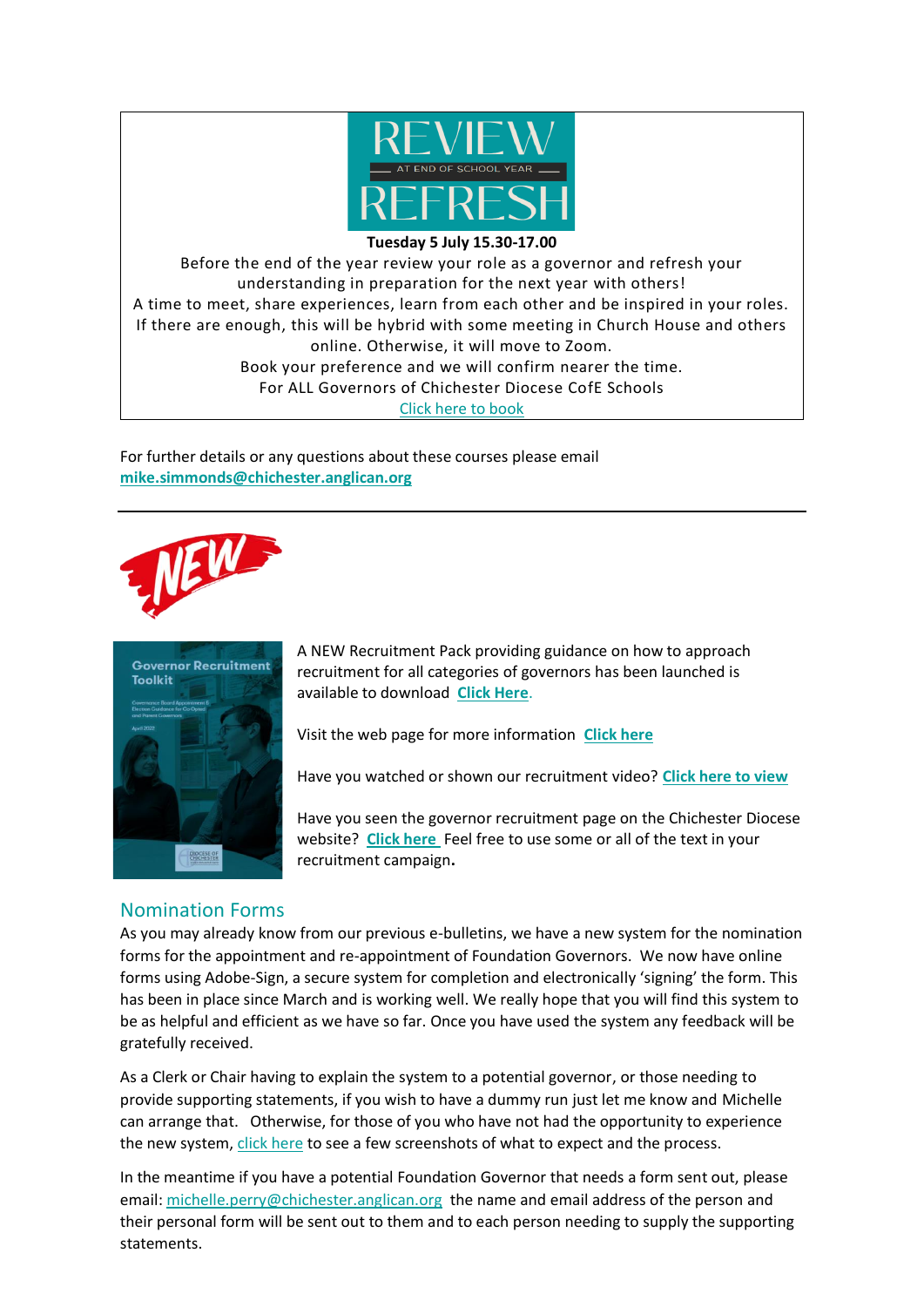**REVIEW**

AT END OF SCHOOL YEAR

**REFRESH**

**Tuesday 5 July 15.30-17.00**

Before the end of the year review your role as a governor and refresh your understanding in preparation for the next year with others!

A time to meet, share experiences, learn from each other and be inspired in your roles.

If there are enough, this will be hybrid with some meeting in Church House and others online. Otherwise, it will move to Zoom.

Book your preference and we will confirm nearer the time.

For ALL Governors of Chichester Diocese CofE Schools

Click here to book

For further details or any questions about these courses please email **mike.simmonds@chichester.anglican.org**

---

NEW

A NEW Recruitment Pack providing guidance on how to approach recruitment for all categories of governors has been launched is available to download **Click Here**.

Visit the web page for more information **Click here**

Have you watched or shown our recruitment video? **Click here to view**

Have you seen the governor recruitment page on the Chichester Diocese website? **Click here** Feel free to use some or all of the text in your recruitment campaign**.**

## Nomination Forms

As you may already know from our previous e-bulletins, we have a new system for the nomination forms for the appointment and re-appointment of Foundation Governors. We now have online forms using Adobe-Sign, a secure system for completion and electronically 'signing' the form. This has been in place since March and is working well. We really hope that you will find this system to be as helpful and efficient as we have so far. Once you have used the system any feedback will be gratefully received.

As a Clerk or Chair having to explain the system to a potential governor, or those needing to provide supporting statements, if you wish to have a dummy run just let me know and Michelle can arrange that. Otherwise, for those of you who have not had the opportunity to experience the new system, click here to see a few screenshots of what to expect and the process.

In the meantime if you have a potential Foundation Governor that needs a form sent out, please email: michelle.perry@chichester.anglican.org the name and email address of the person and their personal form will be sent out to them and to each person needing to supply the supporting statements.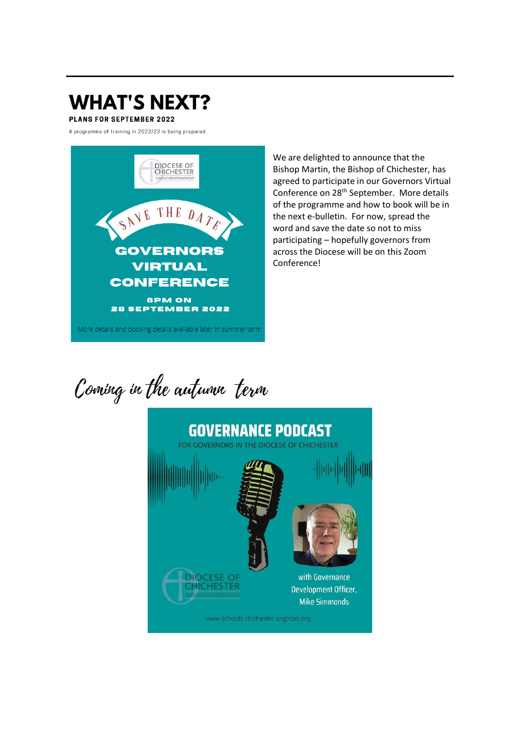# WHAT'S NEXT?

**PLANS FOR SEPTEMBER 2022**

A programme of training in 2022/23 is being prepared.

DIOCESE OF CHICHESTER
EDUCATION DEPARTMENT

SAVE THE DATE

**GOVERNORS VIRTUAL CONFERENCE**

**6PM ON 28 SEPTEMBER 2022**

More details and booking details available later in summer term

We are delighted to announce that the Bishop Martin, the Bishop of Chichester, has agreed to participate in our Governors Virtual Conference on 28th September. More details of the programme and how to book will be in the next e-bulletin. For now, spread the word and save the date so not to miss participating – hopefully governors from across the Diocese will be on this Zoom Conference!

## *Coming in the autumn term*

**GOVERNANCE PODCAST**

FOR GOVERNORS IN THE DIOCESE OF CHICHESTER

DIOCESE OF CHICHESTER
EDUCATION DEPARTMENT

with Governance Development Officer, Mike Simmonds

www.schools.chichester.anglican.org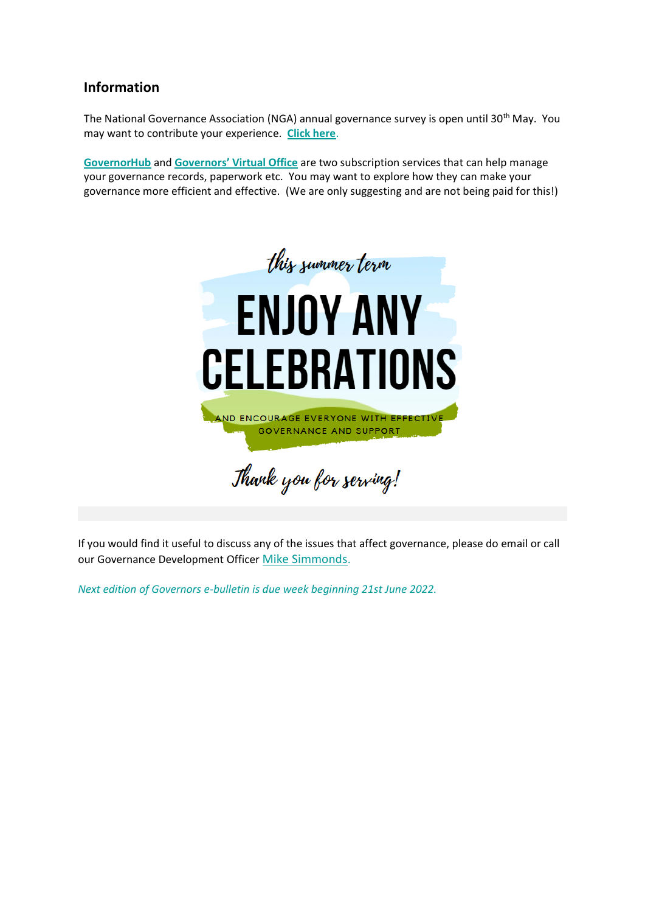## Information

The National Governance Association (NGA) annual governance survey is open until 30th May. You may want to contribute your experience. **Click here**.

**GovernorHub** and **Governors' Virtual Office** are two subscription services that can help manage your governance records, paperwork etc. You may want to explore how they can make your governance more efficient and effective. (We are only suggesting and are not being paid for this!)

*this summer term*

**ENJOY ANY CELEBRATIONS**

AND ENCOURAGE EVERYONE WITH EFFECTIVE GOVERNANCE AND SUPPORT

*Thank you for serving!*

If you would find it useful to discuss any of the issues that affect governance, please do email or call our Governance Development Officer Mike Simmonds.

*Next edition of Governors e-bulletin is due week beginning 21st June 2022.*